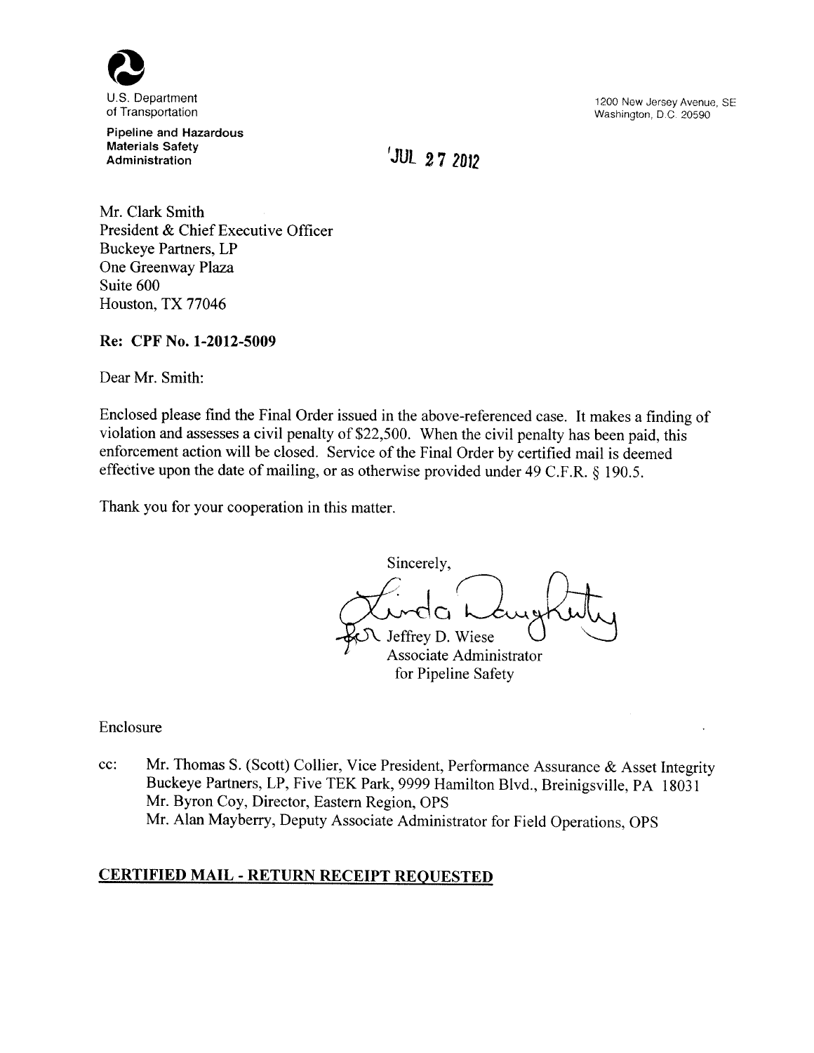U.S. Department of Transportation

**Pipeline and Hazardous Materials Safety Administration**

1200 New Jersey Avenue, SE
Washington, D.C. 20590

JUL 27 2012

Mr. Clark Smith
President & Chief Executive Officer
Buckeye Partners, LP
One Greenway Plaza
Suite 600
Houston, TX 77046

**Re: CPF No. 1-2012-5009**

Dear Mr. Smith:

Enclosed please find the Final Order issued in the above-referenced case. It makes a finding of violation and assesses a civil penalty of $22,500. When the civil penalty has been paid, this enforcement action will be closed. Service of the Final Order by certified mail is deemed effective upon the date of mailing, or as otherwise provided under 49 C.F.R. § 190.5.

Thank you for your cooperation in this matter.

Sincerely,

for Jeffrey D. Wiese
Associate Administrator
for Pipeline Safety

Enclosure

cc: Mr. Thomas S. (Scott) Collier, Vice President, Performance Assurance & Asset Integrity
Buckeye Partners, LP, Five TEK Park, 9999 Hamilton Blvd., Breinigsville, PA 18031
Mr. Byron Coy, Director, Eastern Region, OPS
Mr. Alan Mayberry, Deputy Associate Administrator for Field Operations, OPS

**CERTIFIED MAIL - RETURN RECEIPT REQUESTED**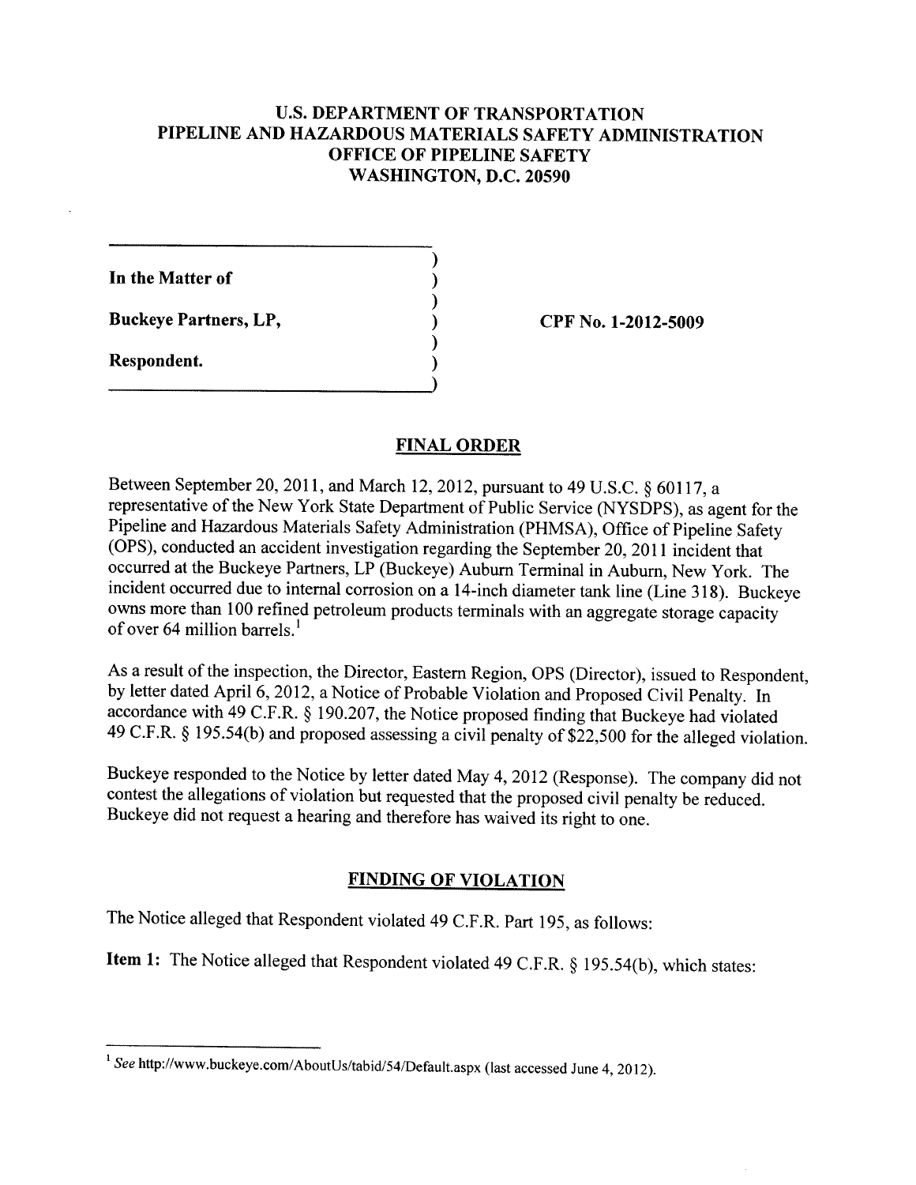**U.S. DEPARTMENT OF TRANSPORTATION**
**PIPELINE AND HAZARDOUS MATERIALS SAFETY ADMINISTRATION**
**OFFICE OF PIPELINE SAFETY**
**WASHINGTON, D.C. 20590**

**In the Matter of**

**Buckeye Partners, LP,**

**Respondent.**

**CPF No. 1-2012-5009**

## FINAL ORDER

Between September 20, 2011, and March 12, 2012, pursuant to 49 U.S.C. § 60117, a representative of the New York State Department of Public Service (NYSDPS), as agent for the Pipeline and Hazardous Materials Safety Administration (PHMSA), Office of Pipeline Safety (OPS), conducted an accident investigation regarding the September 20, 2011 incident that occurred at the Buckeye Partners, LP (Buckeye) Auburn Terminal in Auburn, New York. The incident occurred due to internal corrosion on a 14-inch diameter tank line (Line 318). Buckeye owns more than 100 refined petroleum products terminals with an aggregate storage capacity of over 64 million barrels.[1]

As a result of the inspection, the Director, Eastern Region, OPS (Director), issued to Respondent, by letter dated April 6, 2012, a Notice of Probable Violation and Proposed Civil Penalty. In accordance with 49 C.F.R. § 190.207, the Notice proposed finding that Buckeye had violated 49 C.F.R. § 195.54(b) and proposed assessing a civil penalty of $22,500 for the alleged violation.

Buckeye responded to the Notice by letter dated May 4, 2012 (Response). The company did not contest the allegations of violation but requested that the proposed civil penalty be reduced. Buckeye did not request a hearing and therefore has waived its right to one.

## FINDING OF VIOLATION

The Notice alleged that Respondent violated 49 C.F.R. Part 195, as follows:

**Item 1:** The Notice alleged that Respondent violated 49 C.F.R. § 195.54(b), which states:

---

[1] *See* http://www.buckeye.com/AboutUs/tabid/54/Default.aspx (last accessed June 4, 2012).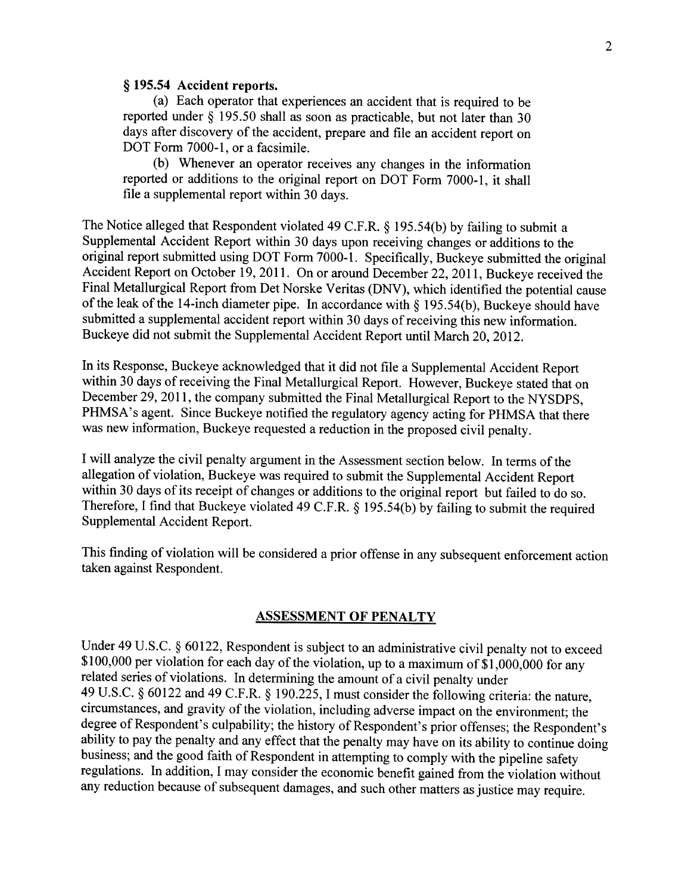**§ 195.54 Accident reports.**

(a) Each operator that experiences an accident that is required to be reported under § 195.50 shall as soon as practicable, but not later than 30 days after discovery of the accident, prepare and file an accident report on DOT Form 7000-1, or a facsimile.

(b) Whenever an operator receives any changes in the information reported or additions to the original report on DOT Form 7000-1, it shall file a supplemental report within 30 days.

The Notice alleged that Respondent violated 49 C.F.R. § 195.54(b) by failing to submit a Supplemental Accident Report within 30 days upon receiving changes or additions to the original report submitted using DOT Form 7000-1. Specifically, Buckeye submitted the original Accident Report on October 19, 2011. On or around December 22, 2011, Buckeye received the Final Metallurgical Report from Det Norske Veritas (DNV), which identified the potential cause of the leak of the 14-inch diameter pipe. In accordance with § 195.54(b), Buckeye should have submitted a supplemental accident report within 30 days of receiving this new information. Buckeye did not submit the Supplemental Accident Report until March 20, 2012.

In its Response, Buckeye acknowledged that it did not file a Supplemental Accident Report within 30 days of receiving the Final Metallurgical Report. However, Buckeye stated that on December 29, 2011, the company submitted the Final Metallurgical Report to the NYSDPS, PHMSA's agent. Since Buckeye notified the regulatory agency acting for PHMSA that there was new information, Buckeye requested a reduction in the proposed civil penalty.

I will analyze the civil penalty argument in the Assessment section below. In terms of the allegation of violation, Buckeye was required to submit the Supplemental Accident Report within 30 days of its receipt of changes or additions to the original report but failed to do so. Therefore, I find that Buckeye violated 49 C.F.R. § 195.54(b) by failing to submit the required Supplemental Accident Report.

This finding of violation will be considered a prior offense in any subsequent enforcement action taken against Respondent.

## ASSESSMENT OF PENALTY

Under 49 U.S.C. § 60122, Respondent is subject to an administrative civil penalty not to exceed $100,000 per violation for each day of the violation, up to a maximum of $1,000,000 for any related series of violations. In determining the amount of a civil penalty under 49 U.S.C. § 60122 and 49 C.F.R. § 190.225, I must consider the following criteria: the nature, circumstances, and gravity of the violation, including adverse impact on the environment; the degree of Respondent's culpability; the history of Respondent's prior offenses; the Respondent's ability to pay the penalty and any effect that the penalty may have on its ability to continue doing business; and the good faith of Respondent in attempting to comply with the pipeline safety regulations. In addition, I may consider the economic benefit gained from the violation without any reduction because of subsequent damages, and such other matters as justice may require.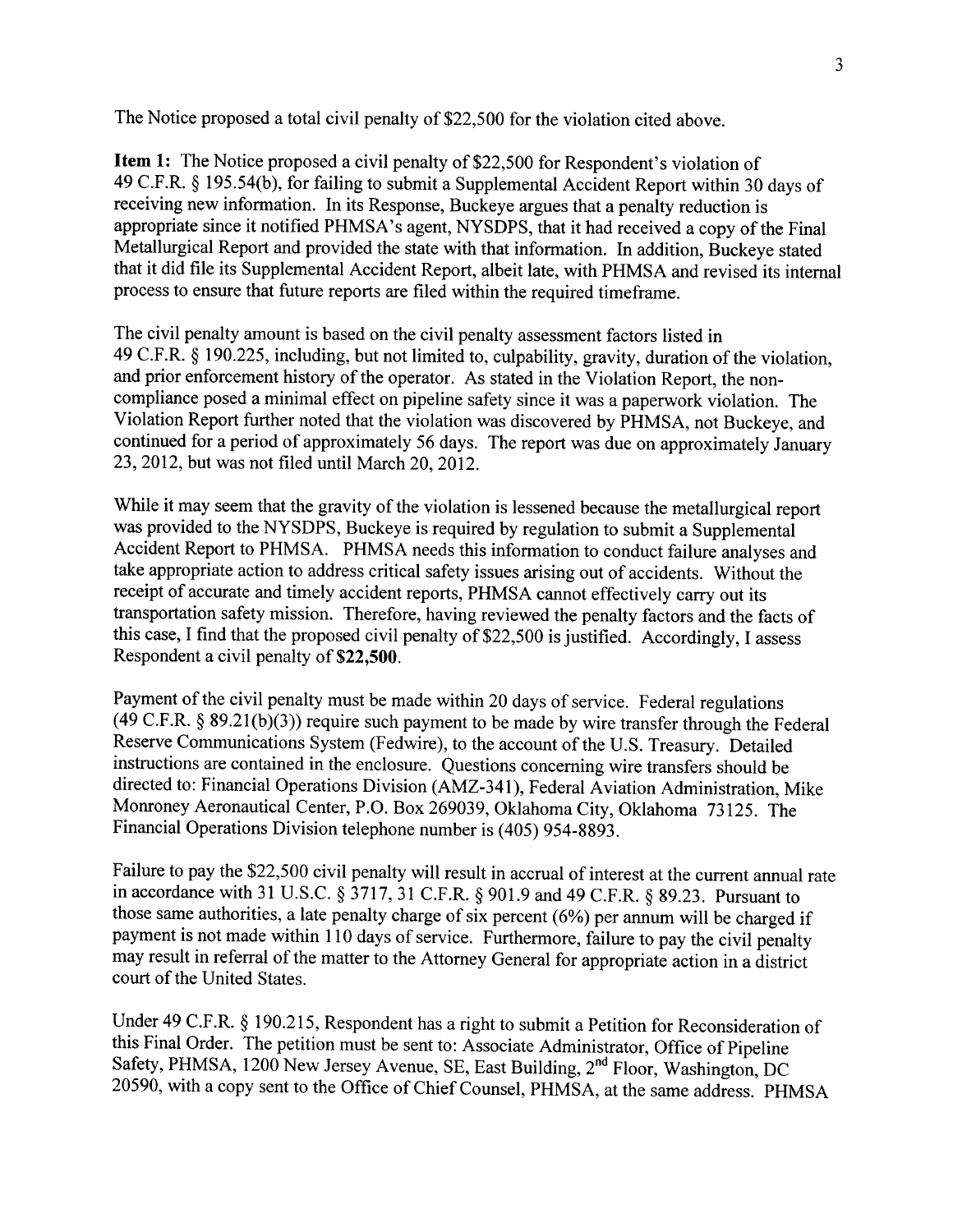The Notice proposed a total civil penalty of $22,500 for the violation cited above.

**Item 1:** The Notice proposed a civil penalty of $22,500 for Respondent's violation of 49 C.F.R. § 195.54(b), for failing to submit a Supplemental Accident Report within 30 days of receiving new information. In its Response, Buckeye argues that a penalty reduction is appropriate since it notified PHMSA's agent, NYSDPS, that it had received a copy of the Final Metallurgical Report and provided the state with that information. In addition, Buckeye stated that it did file its Supplemental Accident Report, albeit late, with PHMSA and revised its internal process to ensure that future reports are filed within the required timeframe.

The civil penalty amount is based on the civil penalty assessment factors listed in 49 C.F.R. § 190.225, including, but not limited to, culpability, gravity, duration of the violation, and prior enforcement history of the operator. As stated in the Violation Report, the non-compliance posed a minimal effect on pipeline safety since it was a paperwork violation. The Violation Report further noted that the violation was discovered by PHMSA, not Buckeye, and continued for a period of approximately 56 days. The report was due on approximately January 23, 2012, but was not filed until March 20, 2012.

While it may seem that the gravity of the violation is lessened because the metallurgical report was provided to the NYSDPS, Buckeye is required by regulation to submit a Supplemental Accident Report to PHMSA. PHMSA needs this information to conduct failure analyses and take appropriate action to address critical safety issues arising out of accidents. Without the receipt of accurate and timely accident reports, PHMSA cannot effectively carry out its transportation safety mission. Therefore, having reviewed the penalty factors and the facts of this case, I find that the proposed civil penalty of $22,500 is justified. Accordingly, I assess Respondent a civil penalty of **$22,500**.

Payment of the civil penalty must be made within 20 days of service. Federal regulations (49 C.F.R. § 89.21(b)(3)) require such payment to be made by wire transfer through the Federal Reserve Communications System (Fedwire), to the account of the U.S. Treasury. Detailed instructions are contained in the enclosure. Questions concerning wire transfers should be directed to: Financial Operations Division (AMZ-341), Federal Aviation Administration, Mike Monroney Aeronautical Center, P.O. Box 269039, Oklahoma City, Oklahoma 73125. The Financial Operations Division telephone number is (405) 954-8893.

Failure to pay the $22,500 civil penalty will result in accrual of interest at the current annual rate in accordance with 31 U.S.C. § 3717, 31 C.F.R. § 901.9 and 49 C.F.R. § 89.23. Pursuant to those same authorities, a late penalty charge of six percent (6%) per annum will be charged if payment is not made within 110 days of service. Furthermore, failure to pay the civil penalty may result in referral of the matter to the Attorney General for appropriate action in a district court of the United States.

Under 49 C.F.R. § 190.215, Respondent has a right to submit a Petition for Reconsideration of this Final Order. The petition must be sent to: Associate Administrator, Office of Pipeline Safety, PHMSA, 1200 New Jersey Avenue, SE, East Building, 2nd Floor, Washington, DC 20590, with a copy sent to the Office of Chief Counsel, PHMSA, at the same address. PHMSA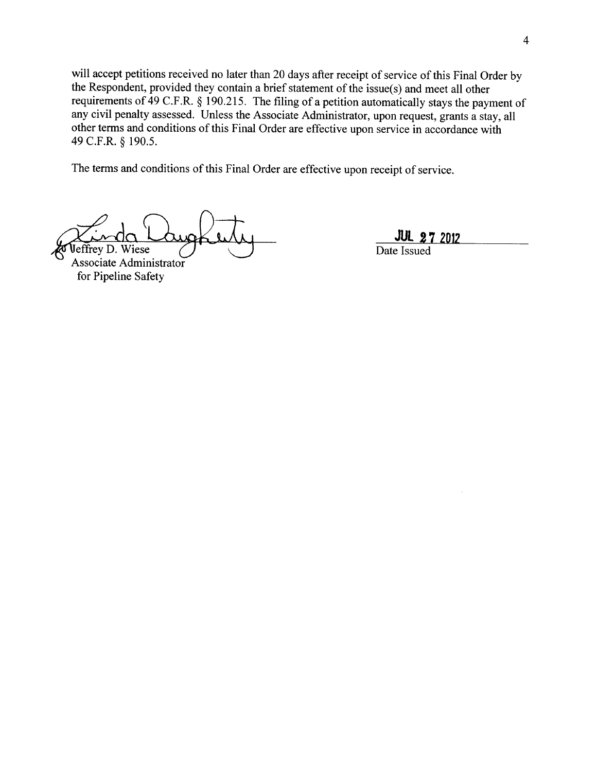will accept petitions received no later than 20 days after receipt of service of this Final Order by the Respondent, provided they contain a brief statement of the issue(s) and meet all other requirements of 49 C.F.R. § 190.215. The filing of a petition automatically stays the payment of any civil penalty assessed. Unless the Associate Administrator, upon request, grants a stay, all other terms and conditions of this Final Order are effective upon service in accordance with 49 C.F.R. § 190.5.

The terms and conditions of this Final Order are effective upon receipt of service.

for Jeffrey D. Wiese
Associate Administrator
for Pipeline Safety

JUL 27 2012
Date Issued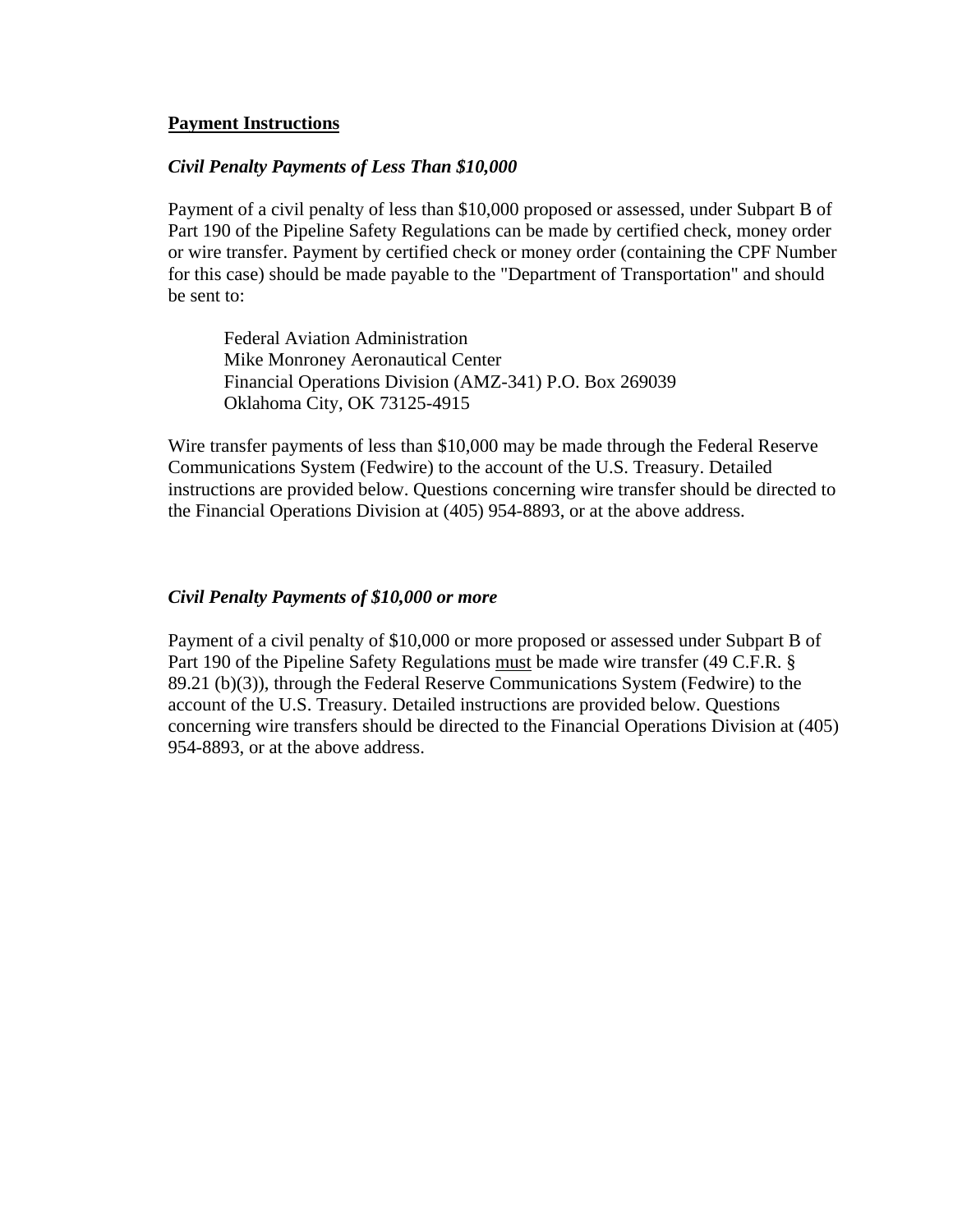## <u>Payment Instructions</u>

### *Civil Penalty Payments of Less Than $10,000*

Payment of a civil penalty of less than $10,000 proposed or assessed, under Subpart B of Part 190 of the Pipeline Safety Regulations can be made by certified check, money order or wire transfer. Payment by certified check or money order (containing the CPF Number for this case) should be made payable to the "Department of Transportation" and should be sent to:

> Federal Aviation Administration
> Mike Monroney Aeronautical Center
> Financial Operations Division (AMZ-341) P.O. Box 269039
> Oklahoma City, OK 73125-4915

Wire transfer payments of less than $10,000 may be made through the Federal Reserve Communications System (Fedwire) to the account of the U.S. Treasury. Detailed instructions are provided below. Questions concerning wire transfer should be directed to the Financial Operations Division at (405) 954-8893, or at the above address.

### *Civil Penalty Payments of $10,000 or more*

Payment of a civil penalty of $10,000 or more proposed or assessed under Subpart B of Part 190 of the Pipeline Safety Regulations <u>must</u> be made wire transfer (49 C.F.R. § 89.21 (b)(3)), through the Federal Reserve Communications System (Fedwire) to the account of the U.S. Treasury. Detailed instructions are provided below. Questions concerning wire transfers should be directed to the Financial Operations Division at (405) 954-8893, or at the above address.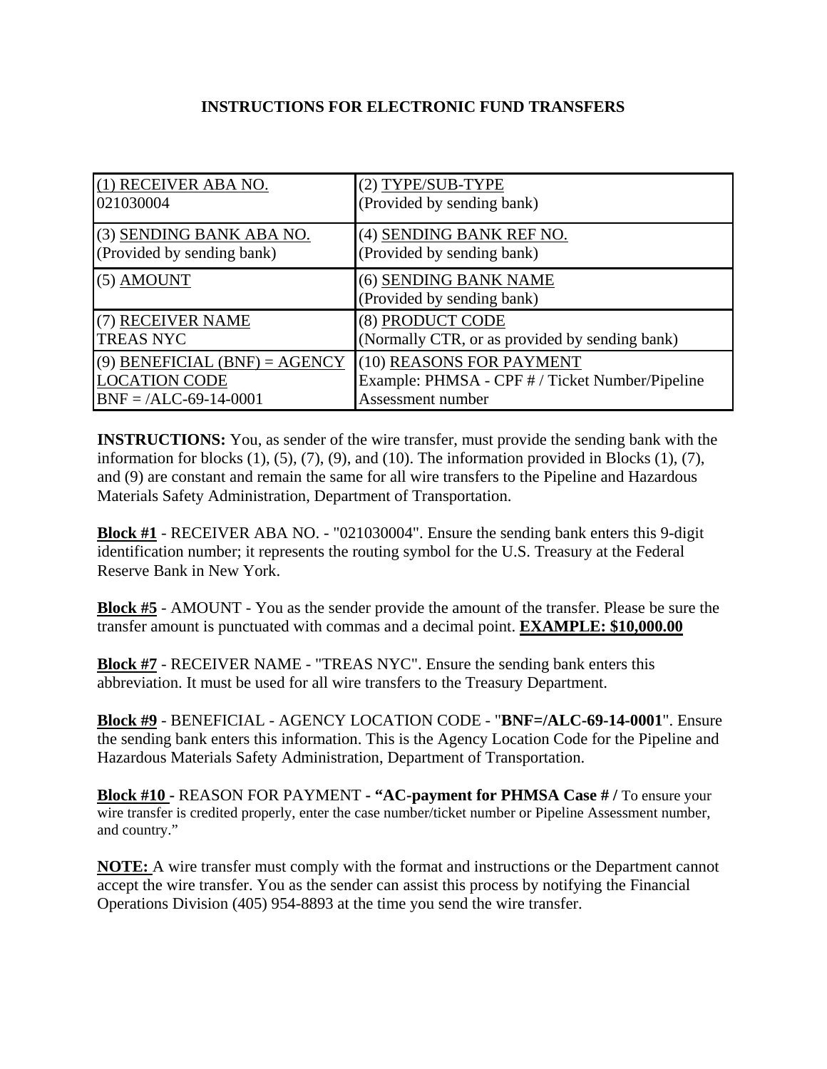# INSTRUCTIONS FOR ELECTRONIC FUND TRANSFERS

| | |
|---|---|
| (1) RECEIVER ABA NO.<br>021030004 | (2) TYPE/SUB-TYPE<br>(Provided by sending bank) |
| (3) SENDING BANK ABA NO.<br>(Provided by sending bank) | (4) SENDING BANK REF NO.<br>(Provided by sending bank) |
| (5) AMOUNT | (6) SENDING BANK NAME<br>(Provided by sending bank) |
| (7) RECEIVER NAME<br>TREAS NYC | (8) PRODUCT CODE<br>(Normally CTR, or as provided by sending bank) |
| (9) BENEFICIAL (BNF) = AGENCY LOCATION CODE<br>BNF = /ALC-69-14-0001 | (10) REASONS FOR PAYMENT<br>Example: PHMSA - CPF # / Ticket Number/Pipeline Assessment number |

**INSTRUCTIONS:** You, as sender of the wire transfer, must provide the sending bank with the information for blocks (1), (5), (7), (9), and (10). The information provided in Blocks (1), (7), and (9) are constant and remain the same for all wire transfers to the Pipeline and Hazardous Materials Safety Administration, Department of Transportation.

**Block #1** - RECEIVER ABA NO. - "021030004". Ensure the sending bank enters this 9-digit identification number; it represents the routing symbol for the U.S. Treasury at the Federal Reserve Bank in New York.

**Block #5** - AMOUNT - You as the sender provide the amount of the transfer. Please be sure the transfer amount is punctuated with commas and a decimal point. **EXAMPLE: $10,000.00**

**Block #7** - RECEIVER NAME - "TREAS NYC". Ensure the sending bank enters this abbreviation. It must be used for all wire transfers to the Treasury Department.

**Block #9** - BENEFICIAL - AGENCY LOCATION CODE - "**BNF=/ALC-69-14-0001**". Ensure the sending bank enters this information. This is the Agency Location Code for the Pipeline and Hazardous Materials Safety Administration, Department of Transportation.

**Block #10** - REASON FOR PAYMENT **- "AC-payment for PHMSA Case # /** To ensure your wire transfer is credited properly, enter the case number/ticket number or Pipeline Assessment number, and country."

**NOTE:** A wire transfer must comply with the format and instructions or the Department cannot accept the wire transfer. You as the sender can assist this process by notifying the Financial Operations Division (405) 954-8893 at the time you send the wire transfer.